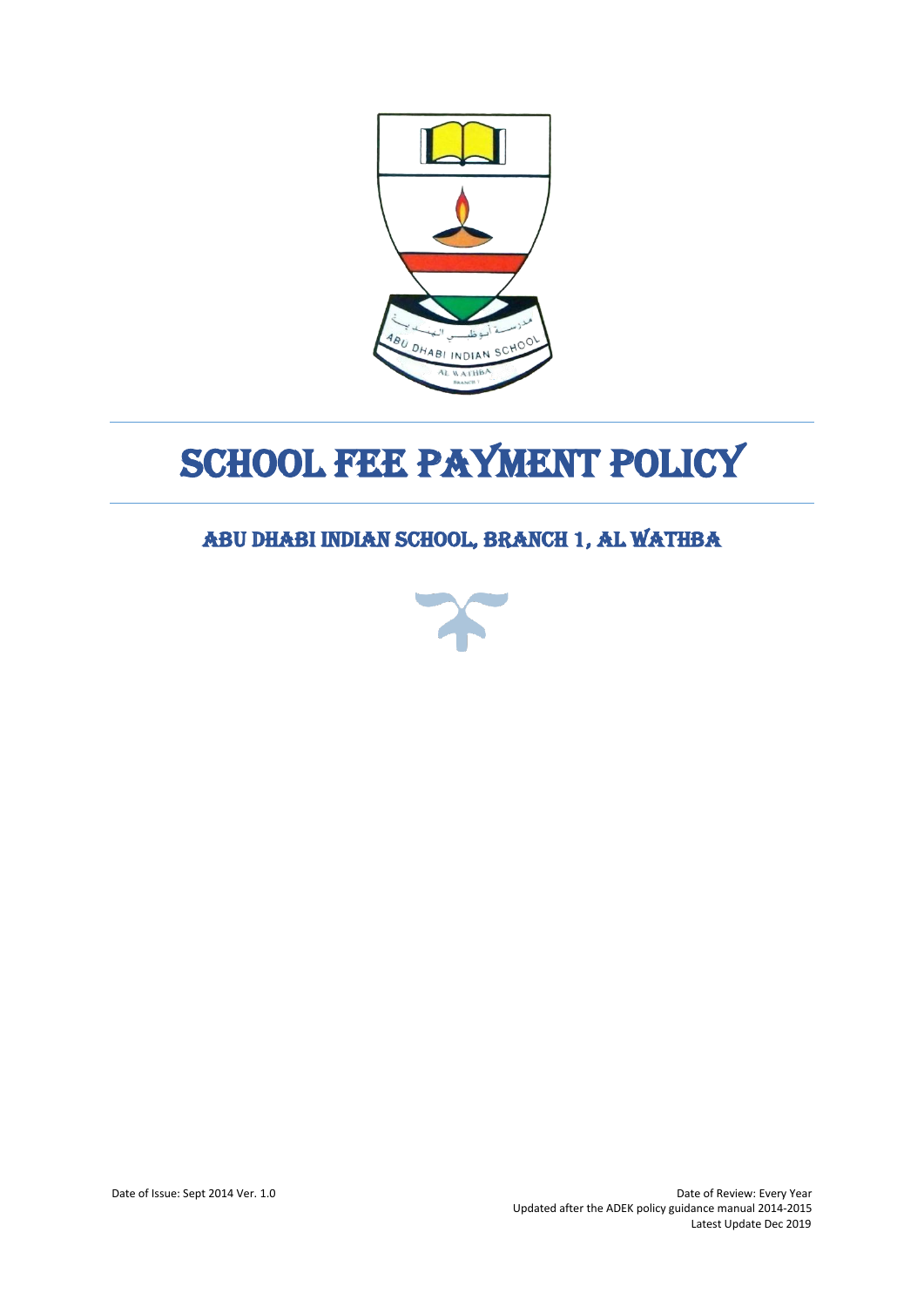# SCHOOL FEE PAYMENT POLICY

## ABU DHABI INDIAN SCHOOL, BRANCH 1, AL WATHBA

Date of Issue: Sept 2014 Ver. 1.0

Date of Review: Every Year

Updated after the ADEK policy guidance manual 2014-2015

Latest Update Dec 2019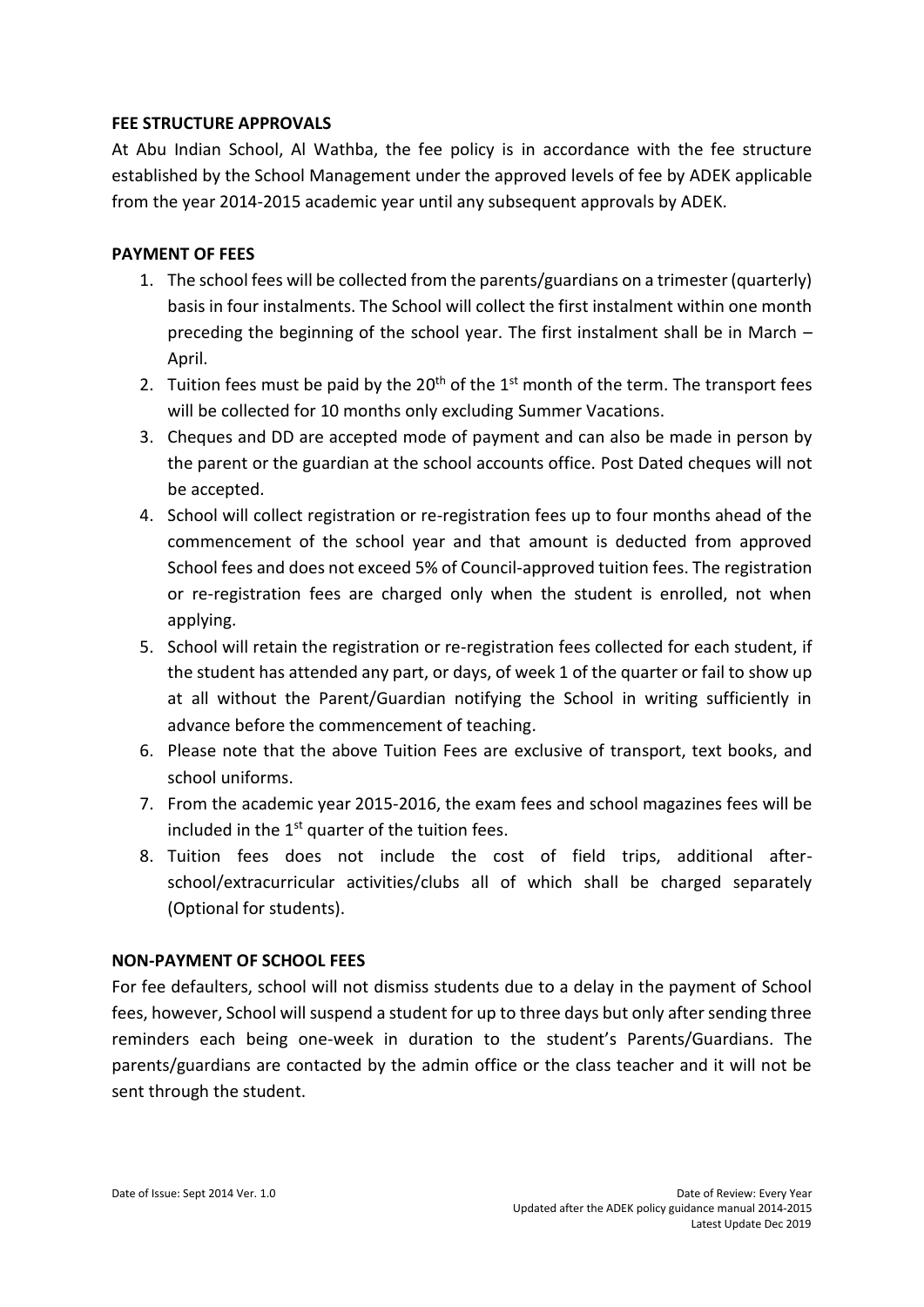**FEE STRUCTURE APPROVALS**

At Abu Indian School, Al Wathba, the fee policy is in accordance with the fee structure established by the School Management under the approved levels of fee by ADEK applicable from the year 2014-2015 academic year until any subsequent approvals by ADEK.

**PAYMENT OF FEES**

1. The school fees will be collected from the parents/guardians on a trimester (quarterly) basis in four instalments. The School will collect the first instalment within one month preceding the beginning of the school year. The first instalment shall be in March – April.
2. Tuition fees must be paid by the 20th of the 1st month of the term. The transport fees will be collected for 10 months only excluding Summer Vacations.
3. Cheques and DD are accepted mode of payment and can also be made in person by the parent or the guardian at the school accounts office. Post Dated cheques will not be accepted.
4. School will collect registration or re-registration fees up to four months ahead of the commencement of the school year and that amount is deducted from approved School fees and does not exceed 5% of Council-approved tuition fees. The registration or re-registration fees are charged only when the student is enrolled, not when applying.
5. School will retain the registration or re-registration fees collected for each student, if the student has attended any part, or days, of week 1 of the quarter or fail to show up at all without the Parent/Guardian notifying the School in writing sufficiently in advance before the commencement of teaching.
6. Please note that the above Tuition Fees are exclusive of transport, text books, and school uniforms.
7. From the academic year 2015-2016, the exam fees and school magazines fees will be included in the 1st quarter of the tuition fees.
8. Tuition fees does not include the cost of field trips, additional after-school/extracurricular activities/clubs all of which shall be charged separately (Optional for students).

**NON-PAYMENT OF SCHOOL FEES**

For fee defaulters, school will not dismiss students due to a delay in the payment of School fees, however, School will suspend a student for up to three days but only after sending three reminders each being one-week in duration to the student's Parents/Guardians. The parents/guardians are contacted by the admin office or the class teacher and it will not be sent through the student.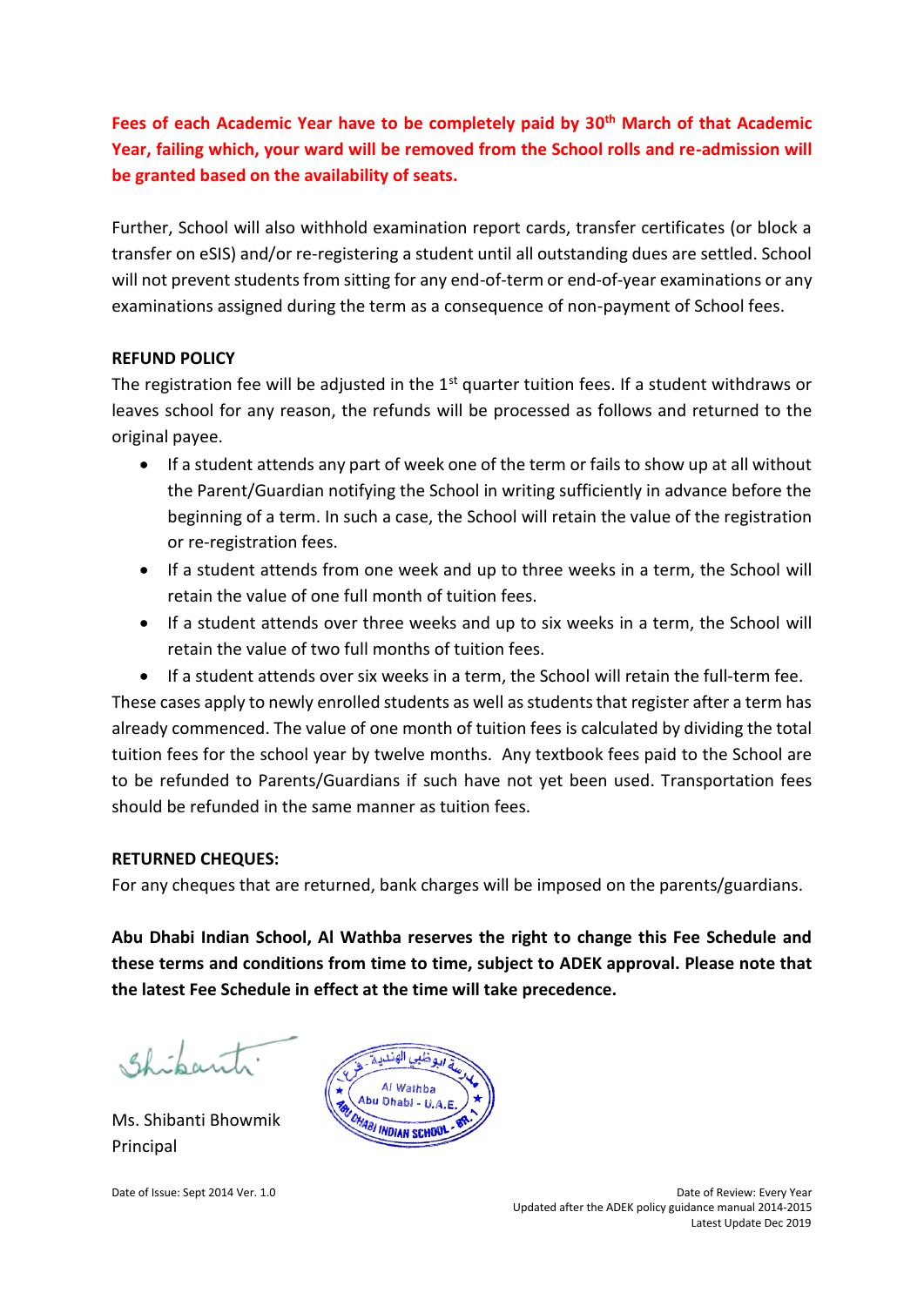**Fees of each Academic Year have to be completely paid by 30th March of that Academic Year, failing which, your ward will be removed from the School rolls and re-admission will be granted based on the availability of seats.**

Further, School will also withhold examination report cards, transfer certificates (or block a transfer on eSIS) and/or re-registering a student until all outstanding dues are settled. School will not prevent students from sitting for any end-of-term or end-of-year examinations or any examinations assigned during the term as a consequence of non-payment of School fees.

**REFUND POLICY**

The registration fee will be adjusted in the 1st quarter tuition fees. If a student withdraws or leaves school for any reason, the refunds will be processed as follows and returned to the original payee.

- If a student attends any part of week one of the term or fails to show up at all without the Parent/Guardian notifying the School in writing sufficiently in advance before the beginning of a term. In such a case, the School will retain the value of the registration or re-registration fees.
- If a student attends from one week and up to three weeks in a term, the School will retain the value of one full month of tuition fees.
- If a student attends over three weeks and up to six weeks in a term, the School will retain the value of two full months of tuition fees.
- If a student attends over six weeks in a term, the School will retain the full-term fee.

These cases apply to newly enrolled students as well as students that register after a term has already commenced. The value of one month of tuition fees is calculated by dividing the total tuition fees for the school year by twelve months. Any textbook fees paid to the School are to be refunded to Parents/Guardians if such have not yet been used. Transportation fees should be refunded in the same manner as tuition fees.

**RETURNED CHEQUES:**

For any cheques that are returned, bank charges will be imposed on the parents/guardians.

**Abu Dhabi Indian School, Al Wathba reserves the right to change this Fee Schedule and these terms and conditions from time to time, subject to ADEK approval. Please note that the latest Fee Schedule in effect at the time will take precedence.**

Ms. Shibanti Bhowmik
Principal

Date of Issue: Sept 2014 Ver. 1.0

Date of Review: Every Year
Updated after the ADEK policy guidance manual 2014-2015
Latest Update Dec 2019